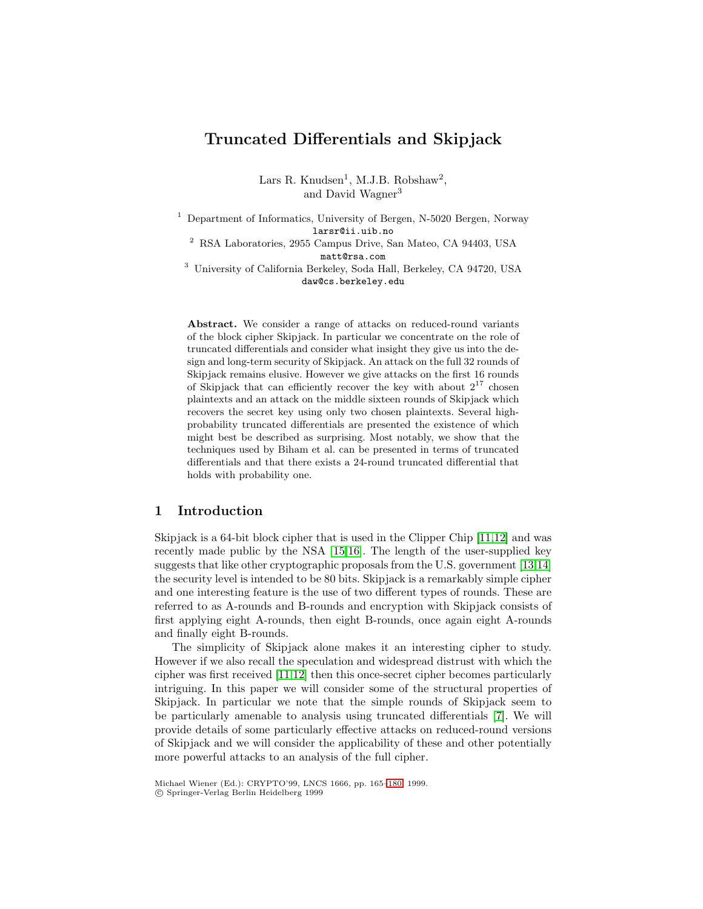# Truncated Differentials and Skipjack

Lars R. Knudsen[1], M.J.B. Robshaw[2], and David Wagner[3]

[1] Department of Informatics, University of Bergen, N-5020 Bergen, Norway
larsr@ii.uib.no

[2] RSA Laboratories, 2955 Campus Drive, San Mateo, CA 94403, USA
matt@rsa.com

[3] University of California Berkeley, Soda Hall, Berkeley, CA 94720, USA
daw@cs.berkeley.edu

**Abstract.** We consider a range of attacks on reduced-round variants of the block cipher Skipjack. In particular we concentrate on the role of truncated differentials and consider what insight they give us into the design and long-term security of Skipjack. An attack on the full 32 rounds of Skipjack remains elusive. However we give attacks on the first 16 rounds of Skipjack that can efficiently recover the key with about $2^{17}$ chosen plaintexts and an attack on the middle sixteen rounds of Skipjack which recovers the secret key using only two chosen plaintexts. Several high-probability truncated differentials are presented the existence of which might best be described as surprising. Most notably, we show that the techniques used by Biham et al. can be presented in terms of truncated differentials and that there exists a 24-round truncated differential that holds with probability one.

## 1 Introduction

Skipjack is a 64-bit block cipher that is used in the Clipper Chip [11,12] and was recently made public by the NSA [15,16]. The length of the user-supplied key suggests that like other cryptographic proposals from the U.S. government [13,14] the security level is intended to be 80 bits. Skipjack is a remarkably simple cipher and one interesting feature is the use of two different types of rounds. These are referred to as A-rounds and B-rounds and encryption with Skipjack consists of first applying eight A-rounds, then eight B-rounds, once again eight A-rounds and finally eight B-rounds.

The simplicity of Skipjack alone makes it an interesting cipher to study. However if we also recall the speculation and widespread distrust with which the cipher was first received [11,12] then this once-secret cipher becomes particularly intriguing. In this paper we will consider some of the structural properties of Skipjack. In particular we note that the simple rounds of Skipjack seem to be particularly amenable to analysis using truncated differentials [7]. We will provide details of some particularly effective attacks on reduced-round versions of Skipjack and we will consider the applicability of these and other potentially more powerful attacks to an analysis of the full cipher.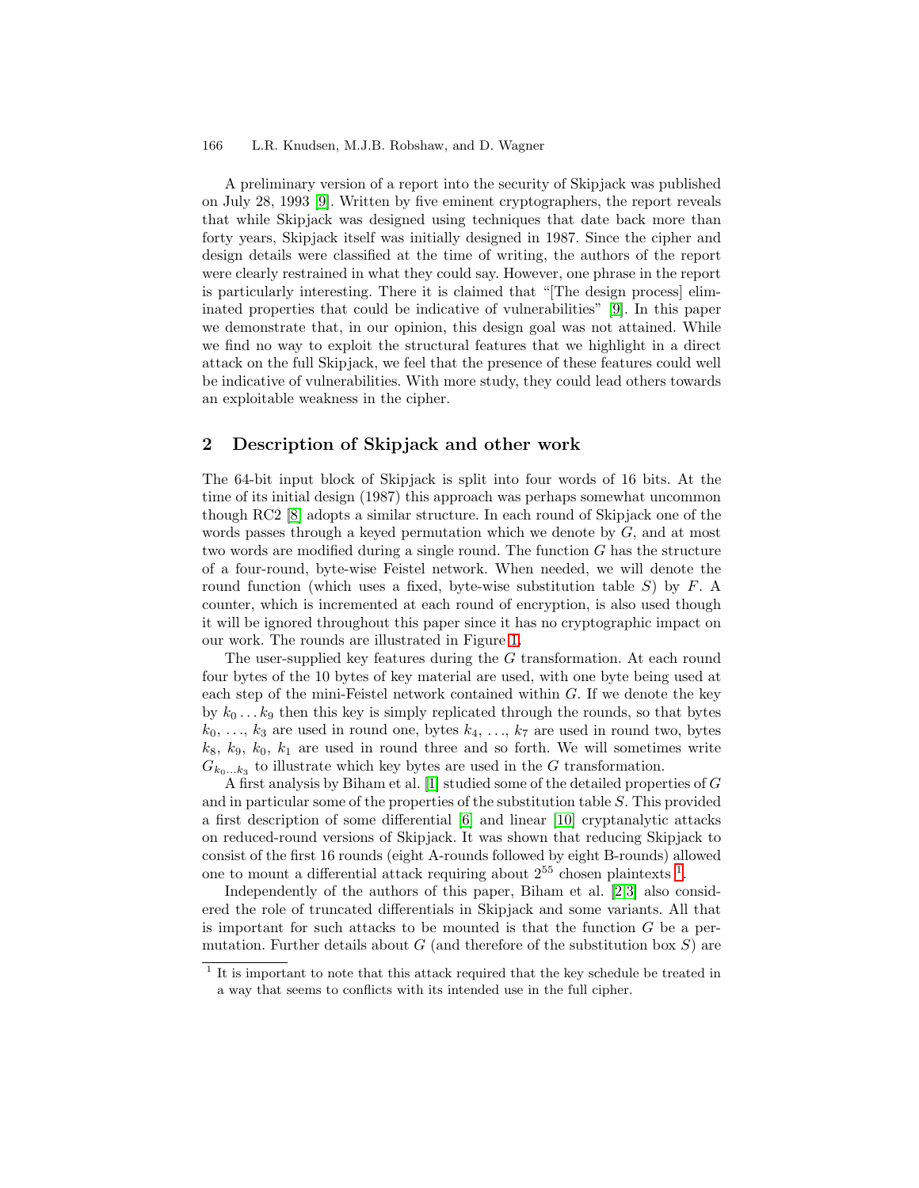A preliminary version of a report into the security of Skipjack was published on July 28, 1993 [9]. Written by five eminent cryptographers, the report reveals that while Skipjack was designed using techniques that date back more than forty years, Skipjack itself was initially designed in 1987. Since the cipher and design details were classified at the time of writing, the authors of the report were clearly restrained in what they could say. However, one phrase in the report is particularly interesting. There it is claimed that "[The design process] eliminated properties that could be indicative of vulnerabilities" [9]. In this paper we demonstrate that, in our opinion, this design goal was not attained. While we find no way to exploit the structural features that we highlight in a direct attack on the full Skipjack, we feel that the presence of these features could well be indicative of vulnerabilities. With more study, they could lead others towards an exploitable weakness in the cipher.

## 2 Description of Skipjack and other work

The 64-bit input block of Skipjack is split into four words of 16 bits. At the time of its initial design (1987) this approach was perhaps somewhat uncommon though RC2 [8] adopts a similar structure. In each round of Skipjack one of the words passes through a keyed permutation which we denote by $G$, and at most two words are modified during a single round. The function $G$ has the structure of a four-round, byte-wise Feistel network. When needed, we will denote the round function (which uses a fixed, byte-wise substitution table $S$) by $F$. A counter, which is incremented at each round of encryption, is also used though it will be ignored throughout this paper since it has no cryptographic impact on our work. The rounds are illustrated in Figure 1.

The user-supplied key features during the $G$ transformation. At each round four bytes of the 10 bytes of key material are used, with one byte being used at each step of the mini-Feistel network contained within $G$. If we denote the key by $k_0 \ldots k_9$ then this key is simply replicated through the rounds, so that bytes $k_0, \ldots, k_3$ are used in round one, bytes $k_4, \ldots, k_7$ are used in round two, bytes $k_8$, $k_9$, $k_0$, $k_1$ are used in round three and so forth. We will sometimes write $G_{k_0 \ldots k_3}$ to illustrate which key bytes are used in the $G$ transformation.

A first analysis by Biham et al. [1] studied some of the detailed properties of $G$ and in particular some of the properties of the substitution table $S$. This provided a first description of some differential [6] and linear [10] cryptanalytic attacks on reduced-round versions of Skipjack. It was shown that reducing Skipjack to consist of the first 16 rounds (eight A-rounds followed by eight B-rounds) allowed one to mount a differential attack requiring about $2^{55}$ chosen plaintexts [1].

Independently of the authors of this paper, Biham et al. [2,3] also considered the role of truncated differentials in Skipjack and some variants. All that is important for such attacks to be mounted is that the function $G$ be a permutation. Further details about $G$ (and therefore of the substitution box $S$) are

[1] It is important to note that this attack required that the key schedule be treated in a way that seems to conflicts with its intended use in the full cipher.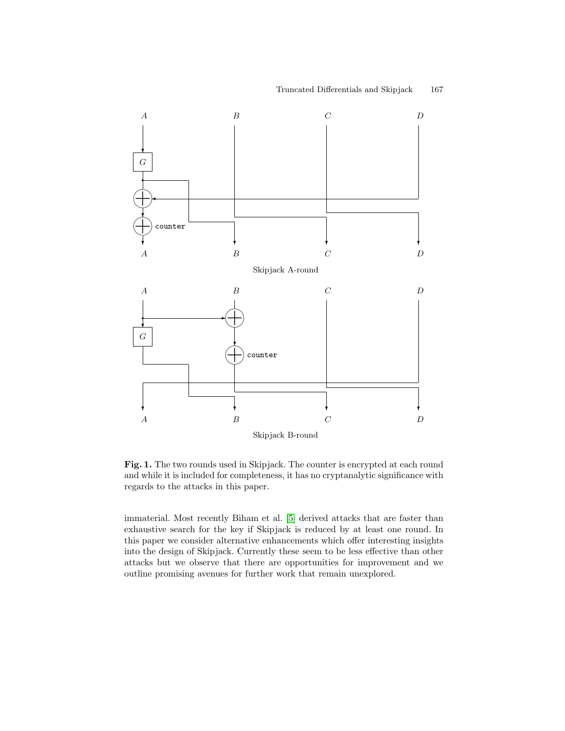Skipjack A-round

Skipjack B-round

**Fig. 1.** The two rounds used in Skipjack. The counter is encrypted at each round and while it is included for completeness, it has no cryptanalytic significance with regards to the attacks in this paper.

immaterial. Most recently Biham et al. [5] derived attacks that are faster than exhaustive search for the key if Skipjack is reduced by at least one round. In this paper we consider alternative enhancements which offer interesting insights into the design of Skipjack. Currently these seem to be less effective than other attacks but we observe that there are opportunities for improvement and we outline promising avenues for further work that remain unexplored.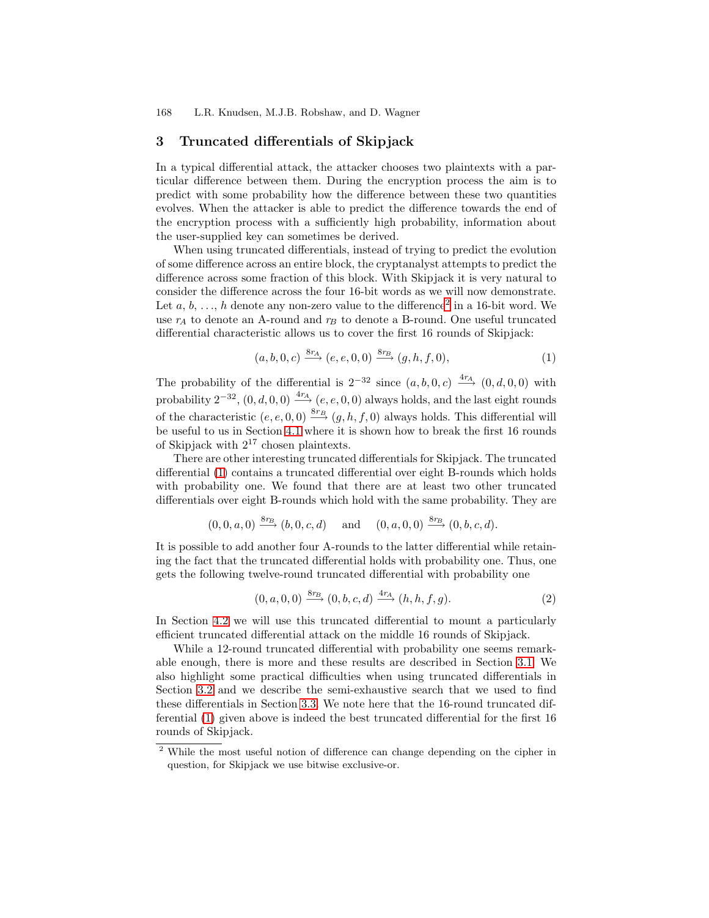## 3 Truncated differentials of Skipjack

In a typical differential attack, the attacker chooses two plaintexts with a particular difference between them. During the encryption process the aim is to predict with some probability how the difference between these two quantities evolves. When the attacker is able to predict the difference towards the end of the encryption process with a sufficiently high probability, information about the user-supplied key can sometimes be derived.

When using truncated differentials, instead of trying to predict the evolution of some difference across an entire block, the cryptanalyst attempts to predict the difference across some fraction of this block. With Skipjack it is very natural to consider the difference across the four 16-bit words as we will now demonstrate. Let $a$, $b$, ..., $h$ denote any non-zero value to the difference[2] in a 16-bit word. We use $r_A$ to denote an A-round and $r_B$ to denote a B-round. One useful truncated differential characteristic allows us to cover the first 16 rounds of Skipjack:

$$(a, b, 0, c) \xrightarrow{8r_A} (e, e, 0, 0) \xrightarrow{8r_B} (g, h, f, 0), \tag{1}$$

The probability of the differential is $2^{-32}$ since $(a, b, 0, c) \xrightarrow{4r_A} (0, d, 0, 0)$ with probability $2^{-32}$, $(0, d, 0, 0) \xrightarrow{4r_A} (e, e, 0, 0)$ always holds, and the last eight rounds of the characteristic $(e, e, 0, 0) \xrightarrow{8r_B} (g, h, f, 0)$ always holds. This differential will be useful to us in Section 4.1 where it is shown how to break the first 16 rounds of Skipjack with $2^{17}$ chosen plaintexts.

There are other interesting truncated differentials for Skipjack. The truncated differential (1) contains a truncated differential over eight B-rounds which holds with probability one. We found that there are at least two other truncated differentials over eight B-rounds which hold with the same probability. They are

$$(0, 0, a, 0) \xrightarrow{8r_B} (b, 0, c, d) \quad \text{and} \quad (0, a, 0, 0) \xrightarrow{8r_B} (0, b, c, d).$$

It is possible to add another four A-rounds to the latter differential while retaining the fact that the truncated differential holds with probability one. Thus, one gets the following twelve-round truncated differential with probability one

$$(0, a, 0, 0) \xrightarrow{8r_B} (0, b, c, d) \xrightarrow{4r_A} (h, h, f, g). \tag{2}$$

In Section 4.2 we will use this truncated differential to mount a particularly efficient truncated differential attack on the middle 16 rounds of Skipjack.

While a 12-round truncated differential with probability one seems remarkable enough, there is more and these results are described in Section 3.1. We also highlight some practical difficulties when using truncated differentials in Section 3.2 and we describe the semi-exhaustive search that we used to find these differentials in Section 3.3. We note here that the 16-round truncated differential (1) given above is indeed the best truncated differential for the first 16 rounds of Skipjack.

[2] While the most useful notion of difference can change depending on the cipher in question, for Skipjack we use bitwise exclusive-or.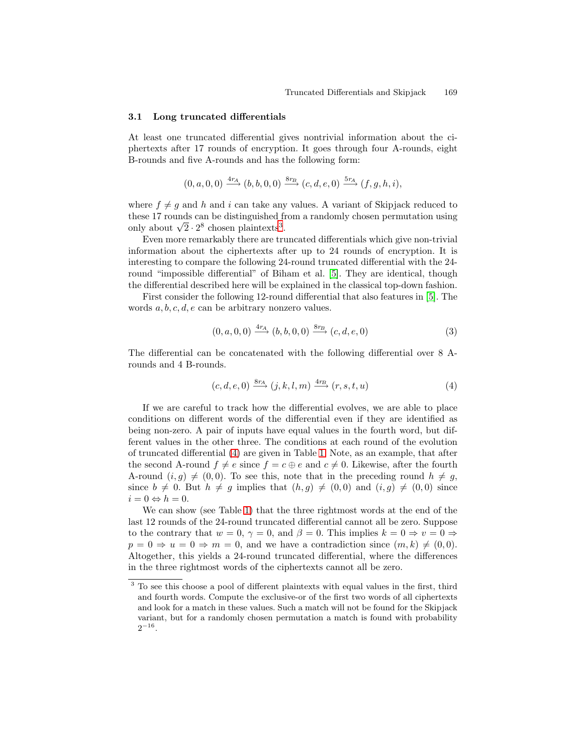### 3.1 Long truncated differentials

At least one truncated differential gives nontrivial information about the ciphertexts after 17 rounds of encryption. It goes through four A-rounds, eight B-rounds and five A-rounds and has the following form:

$$(0, a, 0, 0) \xrightarrow{4r_A} (b, b, 0, 0) \xrightarrow{8r_B} (c, d, e, 0) \xrightarrow{5r_A} (f, g, h, i),$$

where $f \neq g$ and $h$ and $i$ can take any values. A variant of Skipjack reduced to these 17 rounds can be distinguished from a randomly chosen permutation using only about $\sqrt{2} \cdot 2^8$ chosen plaintexts[3].

Even more remarkably there are truncated differentials which give non-trivial information about the ciphertexts after up to 24 rounds of encryption. It is interesting to compare the following 24-round truncated differential with the 24-round "impossible differential" of Biham et al. [5]. They are identical, though the differential described here will be explained in the classical top-down fashion.

First consider the following 12-round differential that also features in [5]. The words $a, b, c, d, e$ can be arbitrary nonzero values.

$$(0, a, 0, 0) \xrightarrow{4r_A} (b, b, 0, 0) \xrightarrow{8r_B} (c, d, e, 0) \qquad (3)$$

The differential can be concatenated with the following differential over 8 A-rounds and 4 B-rounds.

$$(c, d, e, 0) \xrightarrow{8r_A} (j, k, l, m) \xrightarrow{4r_B} (r, s, t, u) \qquad (4)$$

If we are careful to track how the differential evolves, we are able to place conditions on different words of the differential even if they are identified as being non-zero. A pair of inputs have equal values in the fourth word, but different values in the other three. The conditions at each round of the evolution of truncated differential (4) are given in Table 1. Note, as an example, that after the second A-round $f \neq e$ since $f = c \oplus e$ and $c \neq 0$. Likewise, after the fourth A-round $(i, g) \neq (0, 0)$. To see this, note that in the preceding round $h \neq g$, since $b \neq 0$. But $h \neq g$ implies that $(h, g) \neq (0, 0)$ and $(i, g) \neq (0, 0)$ since $i = 0 \Leftrightarrow h = 0$.

We can show (see Table 1) that the three rightmost words at the end of the last 12 rounds of the 24-round truncated differential cannot all be zero. Suppose to the contrary that $w = 0$, $\gamma = 0$, and $\beta = 0$. This implies $k = 0 \Rightarrow v = 0 \Rightarrow p = 0 \Rightarrow u = 0 \Rightarrow m = 0$, and we have a contradiction since $(m, k) \neq (0, 0)$. Altogether, this yields a 24-round truncated differential, where the differences in the three rightmost words of the ciphertexts cannot all be zero.

---

[3] To see this choose a pool of different plaintexts with equal values in the first, third and fourth words. Compute the exclusive-or of the first two words of all ciphertexts and look for a match in these values. Such a match will not be found for the Skipjack variant, but for a randomly chosen permutation a match is found with probability $2^{-16}$.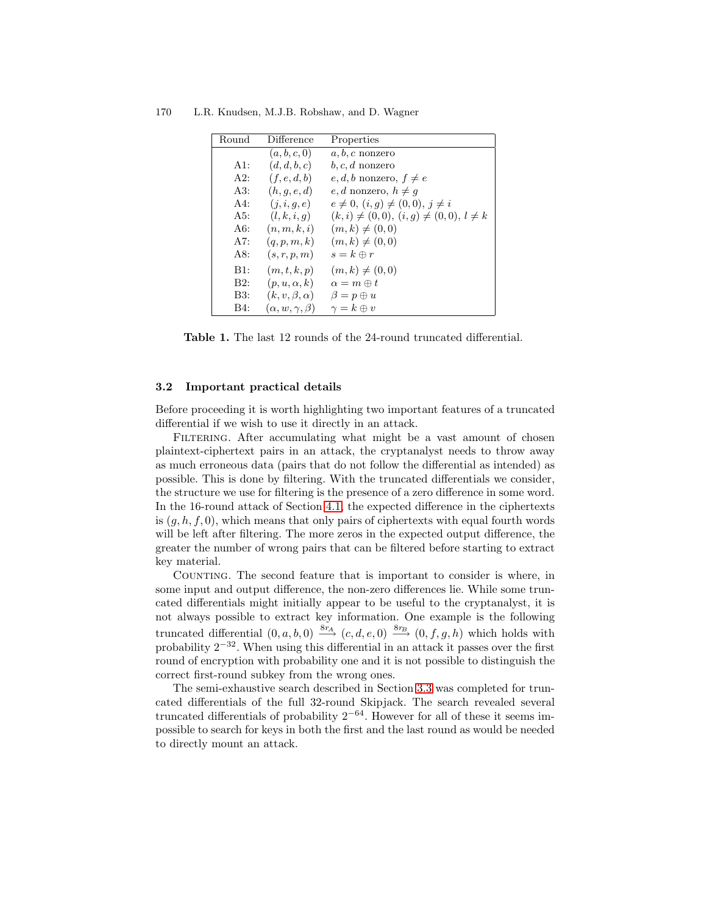| Round | Difference | Properties |
|---|---|---|
| | $(a, b, c, 0)$ | $a, b, c$ nonzero |
| A1: | $(d, d, b, c)$ | $b, c, d$ nonzero |
| A2: | $(f, e, d, b)$ | $e, d, b$ nonzero, $f \neq e$ |
| A3: | $(h, g, e, d)$ | $e, d$ nonzero, $h \neq g$ |
| A4: | $(j, i, g, e)$ | $e \neq 0$, $(i, g) \neq (0, 0)$, $j \neq i$ |
| A5: | $(l, k, i, g)$ | $(k, i) \neq (0, 0)$, $(i, g) \neq (0, 0)$, $l \neq k$ |
| A6: | $(n, m, k, i)$ | $(m, k) \neq (0, 0)$ |
| A7: | $(q, p, m, k)$ | $(m, k) \neq (0, 0)$ |
| A8: | $(s, r, p, m)$ | $s = k \oplus r$ |
| B1: | $(m, t, k, p)$ | $(m, k) \neq (0, 0)$ |
| B2: | $(p, u, \alpha, k)$ | $\alpha = m \oplus t$ |
| B3: | $(k, v, \beta, \alpha)$ | $\beta = p \oplus u$ |
| B4: | $(\alpha, w, \gamma, \beta)$ | $\gamma = k \oplus v$ |

**Table 1.** The last 12 rounds of the 24-round truncated differential.

### 3.2 Important practical details

Before proceeding it is worth highlighting two important features of a truncated differential if we wish to use it directly in an attack.

Filtering. After accumulating what might be a vast amount of chosen plaintext-ciphertext pairs in an attack, the cryptanalyst needs to throw away as much erroneous data (pairs that do not follow the differential as intended) as possible. This is done by filtering. With the truncated differentials we consider, the structure we use for filtering is the presence of a zero difference in some word. In the 16-round attack of Section 4.1, the expected difference in the ciphertexts is $(g, h, f, 0)$, which means that only pairs of ciphertexts with equal fourth words will be left after filtering. The more zeros in the expected output difference, the greater the number of wrong pairs that can be filtered before starting to extract key material.

Counting. The second feature that is important to consider is where, in some input and output difference, the non-zero differences lie. While some truncated differentials might initially appear to be useful to the cryptanalyst, it is not always possible to extract key information. One example is the following truncated differential $(0, a, b, 0) \xrightarrow{8r_A} (c, d, e, 0) \xrightarrow{8r_B} (0, f, g, h)$ which holds with probability $2^{-32}$. When using this differential in an attack it passes over the first round of encryption with probability one and it is not possible to distinguish the correct first-round subkey from the wrong ones.

The semi-exhaustive search described in Section 3.3 was completed for truncated differentials of the full 32-round Skipjack. The search revealed several truncated differentials of probability $2^{-64}$. However for all of these it seems impossible to search for keys in both the first and the last round as would be needed to directly mount an attack.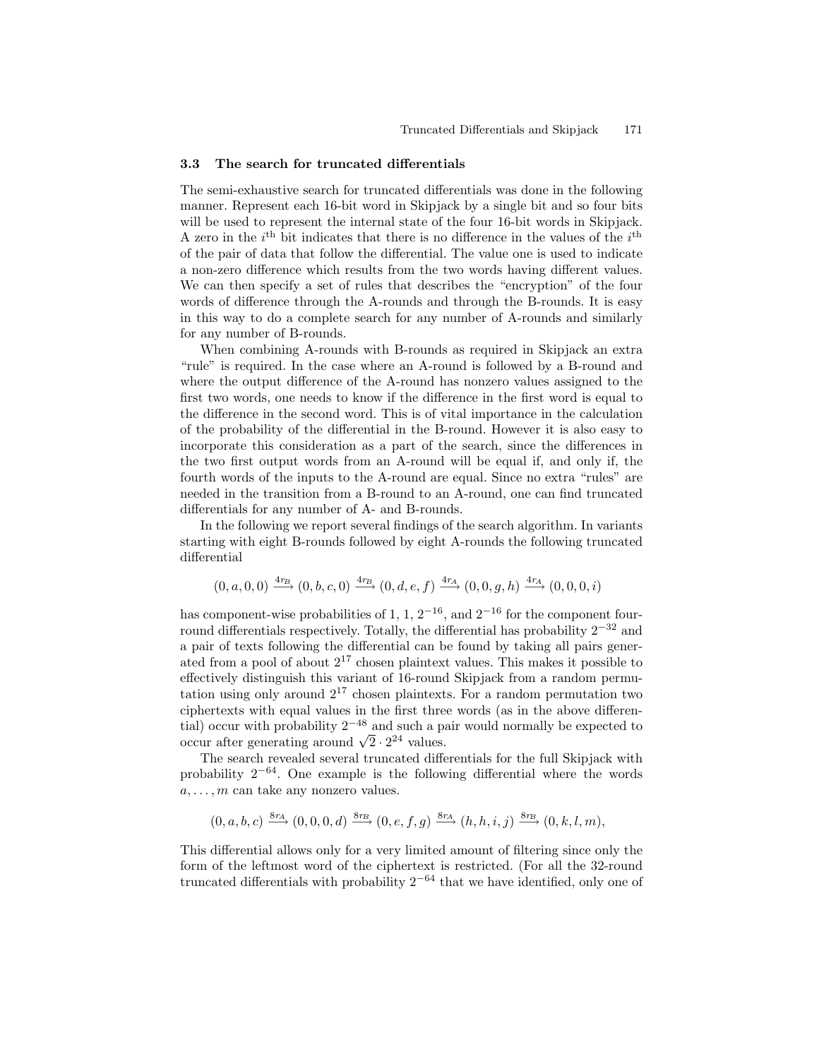### 3.3 The search for truncated differentials

The semi-exhaustive search for truncated differentials was done in the following manner. Represent each 16-bit word in Skipjack by a single bit and so four bits will be used to represent the internal state of the four 16-bit words in Skipjack. A zero in the $i^{\text{th}}$ bit indicates that there is no difference in the values of the $i^{\text{th}}$ of the pair of data that follow the differential. The value one is used to indicate a non-zero difference which results from the two words having different values. We can then specify a set of rules that describes the "encryption" of the four words of difference through the A-rounds and through the B-rounds. It is easy in this way to do a complete search for any number of A-rounds and similarly for any number of B-rounds.

When combining A-rounds with B-rounds as required in Skipjack an extra "rule" is required. In the case where an A-round is followed by a B-round and where the output difference of the A-round has nonzero values assigned to the first two words, one needs to know if the difference in the first word is equal to the difference in the second word. This is of vital importance in the calculation of the probability of the differential in the B-round. However it is also easy to incorporate this consideration as a part of the search, since the differences in the two first output words from an A-round will be equal if, and only if, the fourth words of the inputs to the A-round are equal. Since no extra "rules" are needed in the transition from a B-round to an A-round, one can find truncated differentials for any number of A- and B-rounds.

In the following we report several findings of the search algorithm. In variants starting with eight B-rounds followed by eight A-rounds the following truncated differential

$$(0, a, 0, 0) \xrightarrow{4r_B} (0, b, c, 0) \xrightarrow{4r_B} (0, d, e, f) \xrightarrow{4r_A} (0, 0, g, h) \xrightarrow{4r_A} (0, 0, 0, i)$$

has component-wise probabilities of 1, 1, $2^{-16}$, and $2^{-16}$ for the component four-round differentials respectively. Totally, the differential has probability $2^{-32}$ and a pair of texts following the differential can be found by taking all pairs generated from a pool of about $2^{17}$ chosen plaintext values. This makes it possible to effectively distinguish this variant of 16-round Skipjack from a random permutation using only around $2^{17}$ chosen plaintexts. For a random permutation two ciphertexts with equal values in the first three words (as in the above differential) occur with probability $2^{-48}$ and such a pair would normally be expected to occur after generating around $\sqrt{2} \cdot 2^{24}$ values.

The search revealed several truncated differentials for the full Skipjack with probability $2^{-64}$. One example is the following differential where the words $a, \ldots, m$ can take any nonzero values.

$$(0, a, b, c) \xrightarrow{8r_A} (0, 0, 0, d) \xrightarrow{8r_B} (0, e, f, g) \xrightarrow{8r_A} (h, h, i, j) \xrightarrow{8r_B} (0, k, l, m),$$

This differential allows only for a very limited amount of filtering since only the form of the leftmost word of the ciphertext is restricted. (For all the 32-round truncated differentials with probability $2^{-64}$ that we have identified, only one of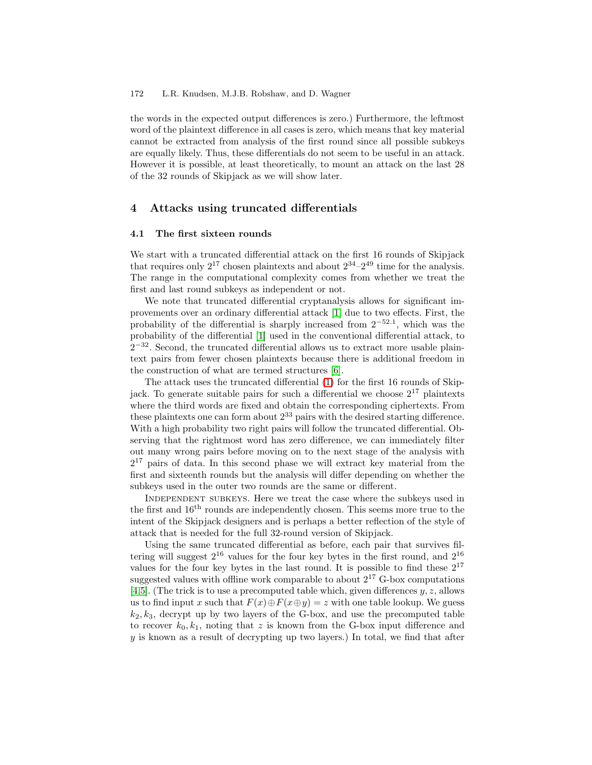the words in the expected output differences is zero.) Furthermore, the leftmost word of the plaintext difference in all cases is zero, which means that key material cannot be extracted from analysis of the first round since all possible subkeys are equally likely. Thus, these differentials do not seem to be useful in an attack. However it is possible, at least theoretically, to mount an attack on the last 28 of the 32 rounds of Skipjack as we will show later.

## 4 Attacks using truncated differentials

### 4.1 The first sixteen rounds

We start with a truncated differential attack on the first 16 rounds of Skipjack that requires only $2^{17}$ chosen plaintexts and about $2^{34}$–$2^{49}$ time for the analysis. The range in the computational complexity comes from whether we treat the first and last round subkeys as independent or not.

We note that truncated differential cryptanalysis allows for significant improvements over an ordinary differential attack [1] due to two effects. First, the probability of the differential is sharply increased from $2^{-52.1}$, which was the probability of the differential [1] used in the conventional differential attack, to $2^{-32}$. Second, the truncated differential allows us to extract more usable plaintext pairs from fewer chosen plaintexts because there is additional freedom in the construction of what are termed structures [6].

The attack uses the truncated differential (1) for the first 16 rounds of Skipjack. To generate suitable pairs for such a differential we choose $2^{17}$ plaintexts where the third words are fixed and obtain the corresponding ciphertexts. From these plaintexts one can form about $2^{33}$ pairs with the desired starting difference. With a high probability two right pairs will follow the truncated differential. Observing that the rightmost word has zero difference, we can immediately filter out many wrong pairs before moving on to the next stage of the analysis with $2^{17}$ pairs of data. In this second phase we will extract key material from the first and sixteenth rounds but the analysis will differ depending on whether the subkeys used in the outer two rounds are the same or different.

Independent subkeys. Here we treat the case where the subkeys used in the first and 16th rounds are independently chosen. This seems more true to the intent of the Skipjack designers and is perhaps a better reflection of the style of attack that is needed for the full 32-round version of Skipjack.

Using the same truncated differential as before, each pair that survives filtering will suggest $2^{16}$ values for the four key bytes in the first round, and $2^{16}$ values for the four key bytes in the last round. It is possible to find these $2^{17}$ suggested values with offline work comparable to about $2^{17}$ G-box computations [4,5]. (The trick is to use a precomputed table which, given differences $y, z$, allows us to find input $x$ such that $F(x) \oplus F(x \oplus y) = z$ with one table lookup. We guess $k_2, k_3$, decrypt up by two layers of the G-box, and use the precomputed table to recover $k_0, k_1$, noting that $z$ is known from the G-box input difference and $y$ is known as a result of decrypting up two layers.) In total, we find that after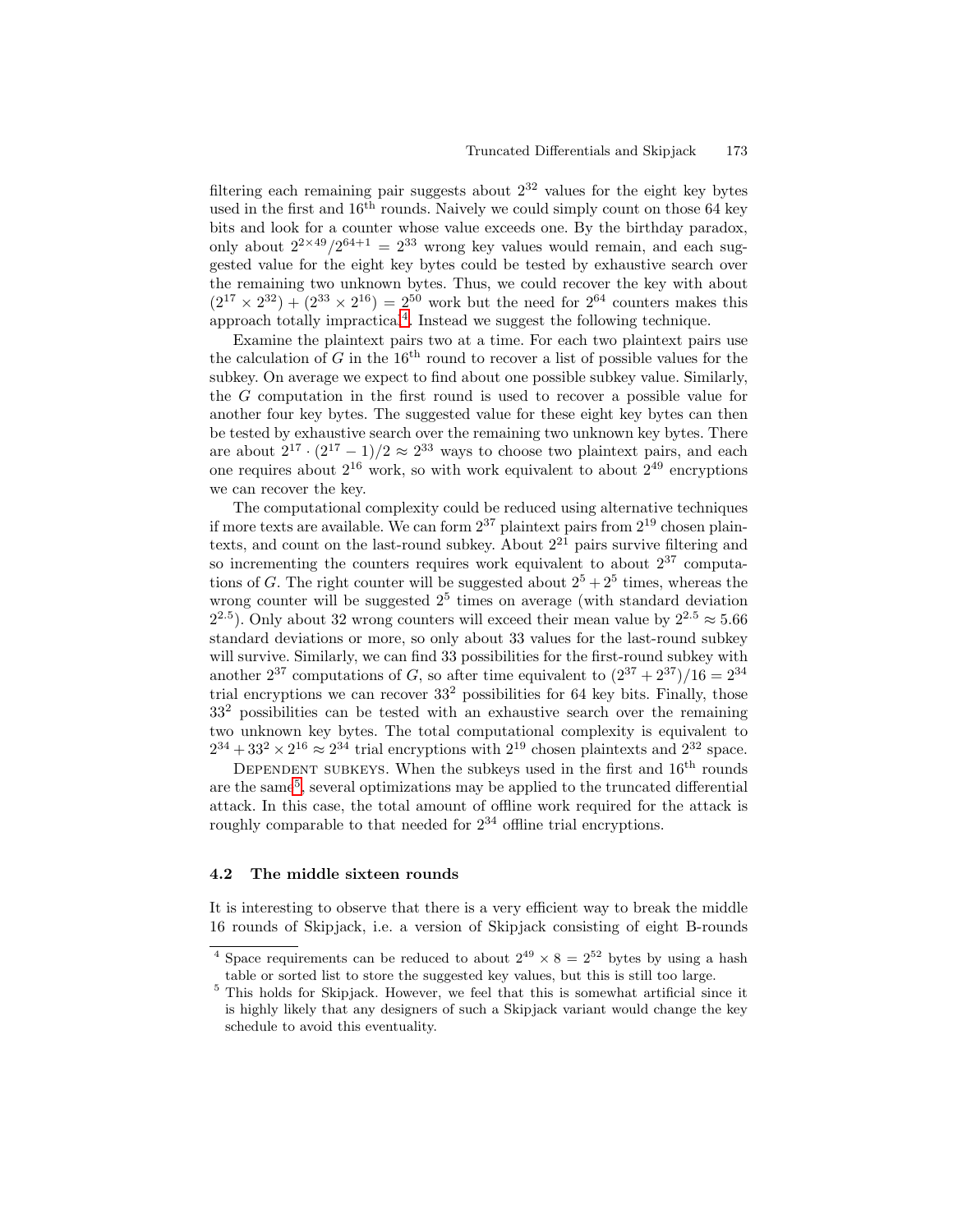filtering each remaining pair suggests about $2^{32}$ values for the eight key bytes used in the first and $16^{\text{th}}$ rounds. Naively we could simply count on those 64 key bits and look for a counter whose value exceeds one. By the birthday paradox, only about $2^{2\times 49}/2^{64+1} = 2^{33}$ wrong key values would remain, and each suggested value for the eight key bytes could be tested by exhaustive search over the remaining two unknown bytes. Thus, we could recover the key with about $(2^{17} \times 2^{32}) + (2^{33} \times 2^{16}) = 2^{50}$ work but the need for $2^{64}$ counters makes this approach totally impractical[4]. Instead we suggest the following technique.

Examine the plaintext pairs two at a time. For each two plaintext pairs use the calculation of $G$ in the $16^{\text{th}}$ round to recover a list of possible values for the subkey. On average we expect to find about one possible subkey value. Similarly, the $G$ computation in the first round is used to recover a possible value for another four key bytes. The suggested value for these eight key bytes can then be tested by exhaustive search over the remaining two unknown key bytes. There are about $2^{17} \cdot (2^{17} - 1)/2 \approx 2^{33}$ ways to choose two plaintext pairs, and each one requires about $2^{16}$ work, so with work equivalent to about $2^{49}$ encryptions we can recover the key.

The computational complexity could be reduced using alternative techniques if more texts are available. We can form $2^{37}$ plaintext pairs from $2^{19}$ chosen plaintexts, and count on the last-round subkey. About $2^{21}$ pairs survive filtering and so incrementing the counters requires work equivalent to about $2^{37}$ computations of $G$. The right counter will be suggested about $2^5 + 2^5$ times, whereas the wrong counter will be suggested $2^5$ times on average (with standard deviation $2^{2.5}$). Only about 32 wrong counters will exceed their mean value by $2^{2.5} \approx 5.66$ standard deviations or more, so only about 33 values for the last-round subkey will survive. Similarly, we can find 33 possibilities for the first-round subkey with another $2^{37}$ computations of $G$, so after time equivalent to $(2^{37} + 2^{37})/16 = 2^{34}$ trial encryptions we can recover $33^2$ possibilities for 64 key bits. Finally, those $33^2$ possibilities can be tested with an exhaustive search over the remaining two unknown key bytes. The total computational complexity is equivalent to $2^{34} + 33^2 \times 2^{16} \approx 2^{34}$ trial encryptions with $2^{19}$ chosen plaintexts and $2^{32}$ space.

Dependent subkeys. When the subkeys used in the first and $16^{\text{th}}$ rounds are the same[5], several optimizations may be applied to the truncated differential attack. In this case, the total amount of offline work required for the attack is roughly comparable to that needed for $2^{34}$ offline trial encryptions.

### 4.2 The middle sixteen rounds

It is interesting to observe that there is a very efficient way to break the middle 16 rounds of Skipjack, i.e. a version of Skipjack consisting of eight B-rounds

[4] Space requirements can be reduced to about $2^{49} \times 8 = 2^{52}$ bytes by using a hash table or sorted list to store the suggested key values, but this is still too large.

[5] This holds for Skipjack. However, we feel that this is somewhat artificial since it is highly likely that any designers of such a Skipjack variant would change the key schedule to avoid this eventuality.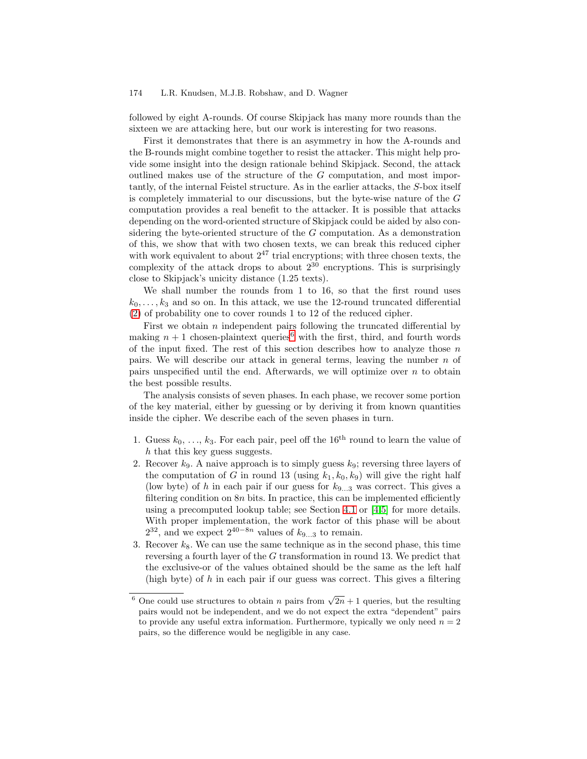followed by eight A-rounds. Of course Skipjack has many more rounds than the sixteen we are attacking here, but our work is interesting for two reasons.

First it demonstrates that there is an asymmetry in how the A-rounds and the B-rounds might combine together to resist the attacker. This might help provide some insight into the design rationale behind Skipjack. Second, the attack outlined makes use of the structure of the $G$ computation, and most importantly, of the internal Feistel structure. As in the earlier attacks, the $S$-box itself is completely immaterial to our discussions, but the byte-wise nature of the $G$ computation provides a real benefit to the attacker. It is possible that attacks depending on the word-oriented structure of Skipjack could be aided by also considering the byte-oriented structure of the $G$ computation. As a demonstration of this, we show that with two chosen texts, we can break this reduced cipher with work equivalent to about $2^{47}$ trial encryptions; with three chosen texts, the complexity of the attack drops to about $2^{30}$ encryptions. This is surprisingly close to Skipjack's unicity distance (1.25 texts).

We shall number the rounds from 1 to 16, so that the first round uses $k_0, \ldots, k_3$ and so on. In this attack, we use the 12-round truncated differential (2) of probability one to cover rounds 1 to 12 of the reduced cipher.

First we obtain $n$ independent pairs following the truncated differential by making $n + 1$ chosen-plaintext queries[6] with the first, third, and fourth words of the input fixed. The rest of this section describes how to analyze those $n$ pairs. We will describe our attack in general terms, leaving the number $n$ of pairs unspecified until the end. Afterwards, we will optimize over $n$ to obtain the best possible results.

The analysis consists of seven phases. In each phase, we recover some portion of the key material, either by guessing or by deriving it from known quantities inside the cipher. We describe each of the seven phases in turn.

1. Guess $k_0, \ldots, k_3$. For each pair, peel off the 16th round to learn the value of $h$ that this key guess suggests.
2. Recover $k_9$. A naive approach is to simply guess $k_9$; reversing three layers of the computation of $G$ in round 13 (using $k_1, k_0, k_9$) will give the right half (low byte) of $h$ in each pair if our guess for $k_{9\ldots3}$ was correct. This gives a filtering condition on $8n$ bits. In practice, this can be implemented efficiently using a precomputed lookup table; see Section 4.1 or [4,5] for more details. With proper implementation, the work factor of this phase will be about $2^{32}$, and we expect $2^{40-8n}$ values of $k_{9\ldots3}$ to remain.
3. Recover $k_8$. We can use the same technique as in the second phase, this time reversing a fourth layer of the $G$ transformation in round 13. We predict that the exclusive-or of the values obtained should be the same as the left half (high byte) of $h$ in each pair if our guess was correct. This gives a filtering

[6] One could use structures to obtain $n$ pairs from $\sqrt{2n} + 1$ queries, but the resulting pairs would not be independent, and we do not expect the extra "dependent" pairs to provide any useful extra information. Furthermore, typically we only need $n = 2$ pairs, so the difference would be negligible in any case.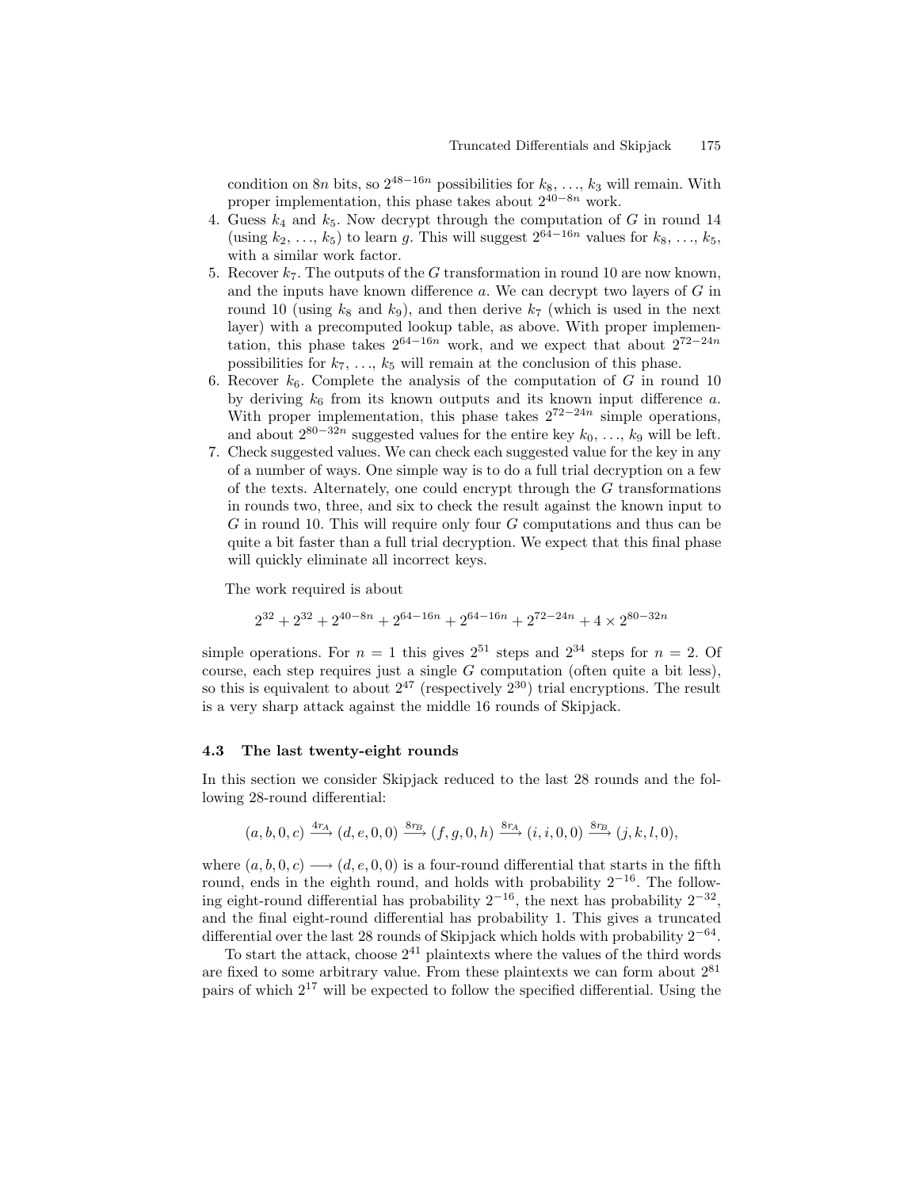condition on $8n$ bits, so $2^{48-16n}$ possibilities for $k_8$, …, $k_3$ will remain. With proper implementation, this phase takes about $2^{40-8n}$ work.

4. Guess $k_4$ and $k_5$. Now decrypt through the computation of $G$ in round 14 (using $k_2$, …, $k_5$) to learn $g$. This will suggest $2^{64-16n}$ values for $k_8$, …, $k_5$, with a similar work factor.
5. Recover $k_7$. The outputs of the $G$ transformation in round 10 are now known, and the inputs have known difference $a$. We can decrypt two layers of $G$ in round 10 (using $k_8$ and $k_9$), and then derive $k_7$ (which is used in the next layer) with a precomputed lookup table, as above. With proper implementation, this phase takes $2^{64-16n}$ work, and we expect that about $2^{72-24n}$ possibilities for $k_7$, …, $k_5$ will remain at the conclusion of this phase.
6. Recover $k_6$. Complete the analysis of the computation of $G$ in round 10 by deriving $k_6$ from its known outputs and its known input difference $a$. With proper implementation, this phase takes $2^{72-24n}$ simple operations, and about $2^{80-32n}$ suggested values for the entire key $k_0$, …, $k_9$ will be left.
7. Check suggested values. We can check each suggested value for the key in any of a number of ways. One simple way is to do a full trial decryption on a few of the texts. Alternately, one could encrypt through the $G$ transformations in rounds two, three, and six to check the result against the known input to $G$ in round 10. This will require only four $G$ computations and thus can be quite a bit faster than a full trial decryption. We expect that this final phase will quickly eliminate all incorrect keys.

The work required is about

$$2^{32} + 2^{32} + 2^{40-8n} + 2^{64-16n} + 2^{64-16n} + 2^{72-24n} + 4 \times 2^{80-32n}$$

simple operations. For $n = 1$ this gives $2^{51}$ steps and $2^{34}$ steps for $n = 2$. Of course, each step requires just a single $G$ computation (often quite a bit less), so this is equivalent to about $2^{47}$ (respectively $2^{30}$) trial encryptions. The result is a very sharp attack against the middle 16 rounds of Skipjack.

### 4.3 The last twenty-eight rounds

In this section we consider Skipjack reduced to the last 28 rounds and the following 28-round differential:

$$(a, b, 0, c) \xrightarrow{4r_A} (d, e, 0, 0) \xrightarrow{8r_B} (f, g, 0, h) \xrightarrow{8r_A} (i, i, 0, 0) \xrightarrow{8r_B} (j, k, l, 0),$$

where $(a, b, 0, c) \longrightarrow (d, e, 0, 0)$ is a four-round differential that starts in the fifth round, ends in the eighth round, and holds with probability $2^{-16}$. The following eight-round differential has probability $2^{-16}$, the next has probability $2^{-32}$, and the final eight-round differential has probability 1. This gives a truncated differential over the last 28 rounds of Skipjack which holds with probability $2^{-64}$.

To start the attack, choose $2^{41}$ plaintexts where the values of the third words are fixed to some arbitrary value. From these plaintexts we can form about $2^{81}$ pairs of which $2^{17}$ will be expected to follow the specified differential. Using the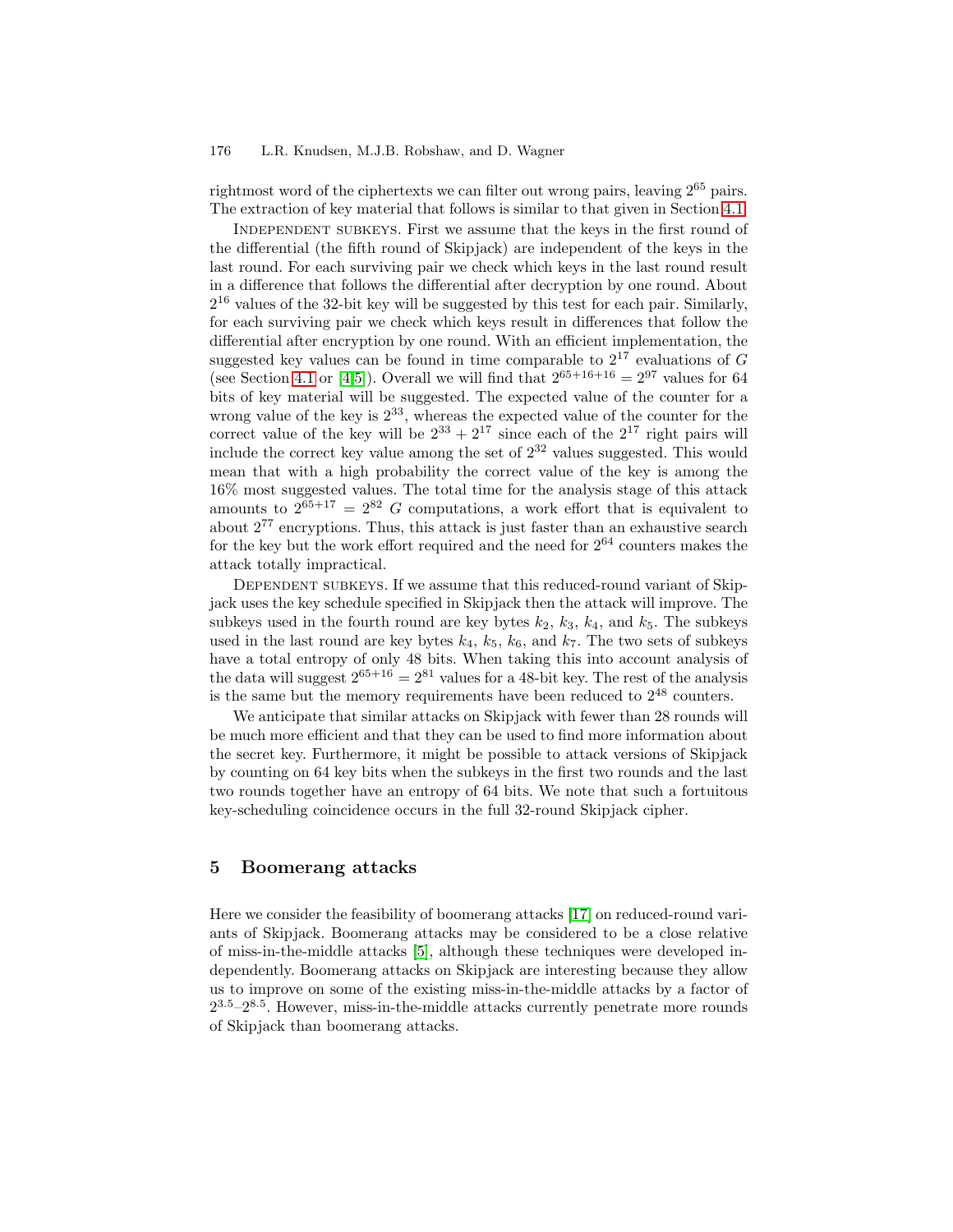rightmost word of the ciphertexts we can filter out wrong pairs, leaving $2^{65}$ pairs. The extraction of key material that follows is similar to that given in Section 4.1.

Independent subkeys. First we assume that the keys in the first round of the differential (the fifth round of Skipjack) are independent of the keys in the last round. For each surviving pair we check which keys in the last round result in a difference that follows the differential after decryption by one round. About $2^{16}$ values of the 32-bit key will be suggested by this test for each pair. Similarly, for each surviving pair we check which keys result in differences that follow the differential after encryption by one round. With an efficient implementation, the suggested key values can be found in time comparable to $2^{17}$ evaluations of $G$ (see Section 4.1 or [4,5]). Overall we will find that $2^{65+16+16} = 2^{97}$ values for 64 bits of key material will be suggested. The expected value of the counter for a wrong value of the key is $2^{33}$, whereas the expected value of the counter for the correct value of the key will be $2^{33} + 2^{17}$ since each of the $2^{17}$ right pairs will include the correct key value among the set of $2^{32}$ values suggested. This would mean that with a high probability the correct value of the key is among the 16% most suggested values. The total time for the analysis stage of this attack amounts to $2^{65+17} = 2^{82}$ $G$ computations, a work effort that is equivalent to about $2^{77}$ encryptions. Thus, this attack is just faster than an exhaustive search for the key but the work effort required and the need for $2^{64}$ counters makes the attack totally impractical.

Dependent subkeys. If we assume that this reduced-round variant of Skipjack uses the key schedule specified in Skipjack then the attack will improve. The subkeys used in the fourth round are key bytes $k_2$, $k_3$, $k_4$, and $k_5$. The subkeys used in the last round are key bytes $k_4$, $k_5$, $k_6$, and $k_7$. The two sets of subkeys have a total entropy of only 48 bits. When taking this into account analysis of the data will suggest $2^{65+16} = 2^{81}$ values for a 48-bit key. The rest of the analysis is the same but the memory requirements have been reduced to $2^{48}$ counters.

We anticipate that similar attacks on Skipjack with fewer than 28 rounds will be much more efficient and that they can be used to find more information about the secret key. Furthermore, it might be possible to attack versions of Skipjack by counting on 64 key bits when the subkeys in the first two rounds and the last two rounds together have an entropy of 64 bits. We note that such a fortuitous key-scheduling coincidence occurs in the full 32-round Skipjack cipher.

## 5 Boomerang attacks

Here we consider the feasibility of boomerang attacks [17] on reduced-round variants of Skipjack. Boomerang attacks may be considered to be a close relative of miss-in-the-middle attacks [5], although these techniques were developed independently. Boomerang attacks on Skipjack are interesting because they allow us to improve on some of the existing miss-in-the-middle attacks by a factor of $2^{3.5}$–$2^{8.5}$. However, miss-in-the-middle attacks currently penetrate more rounds of Skipjack than boomerang attacks.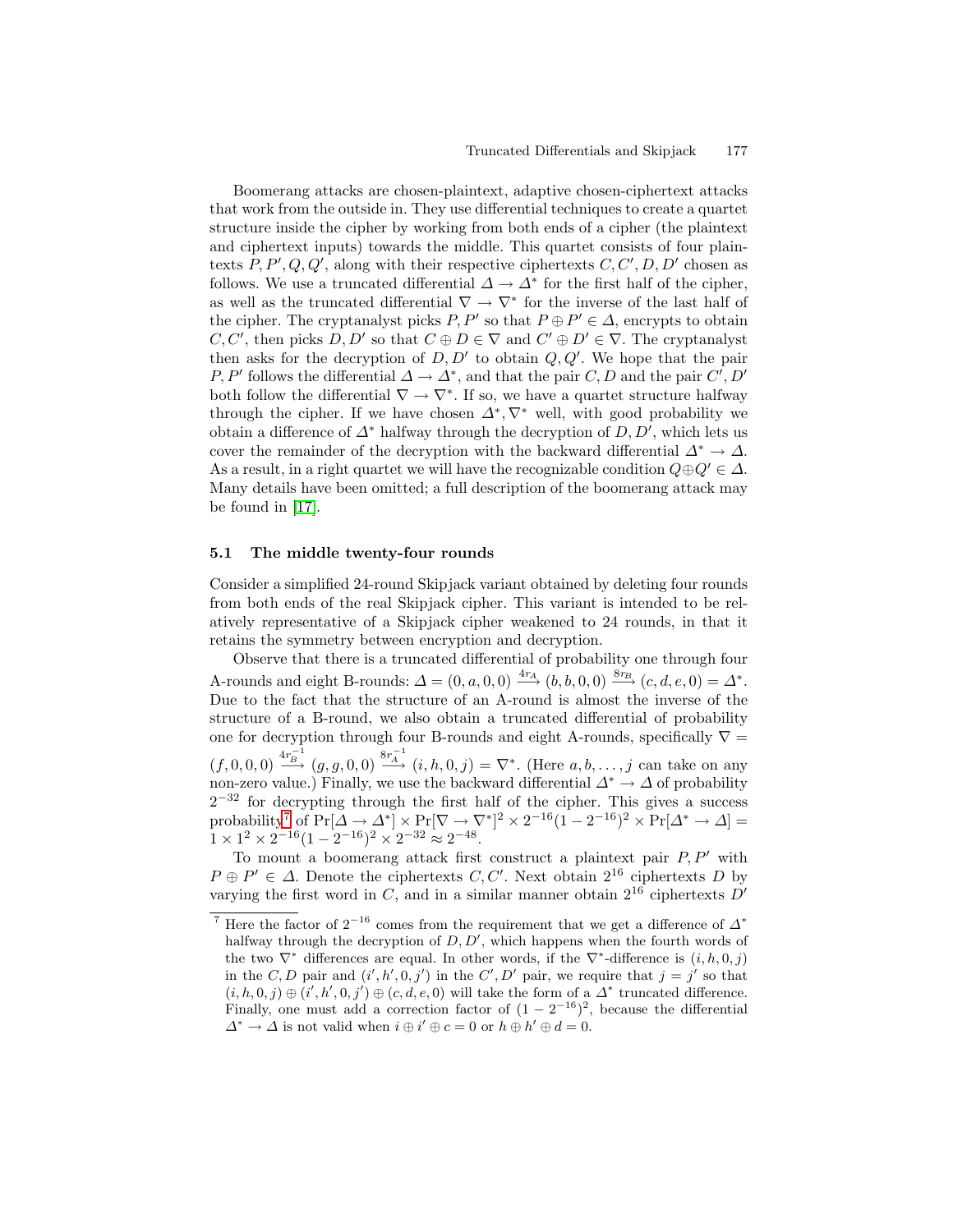Boomerang attacks are chosen-plaintext, adaptive chosen-ciphertext attacks that work from the outside in. They use differential techniques to create a quartet structure inside the cipher by working from both ends of a cipher (the plaintext and ciphertext inputs) towards the middle. This quartet consists of four plaintexts $P, P', Q, Q'$, along with their respective ciphertexts $C, C', D, D'$ chosen as follows. We use a truncated differential $\Delta \to \Delta^*$ for the first half of the cipher, as well as the truncated differential $\nabla \to \nabla^*$ for the inverse of the last half of the cipher. The cryptanalyst picks $P, P'$ so that $P \oplus P' \in \Delta$, encrypts to obtain $C, C'$, then picks $D, D'$ so that $C \oplus D \in \nabla$ and $C' \oplus D' \in \nabla$. The cryptanalyst then asks for the decryption of $D, D'$ to obtain $Q, Q'$. We hope that the pair $P, P'$ follows the differential $\Delta \to \Delta^*$, and that the pair $C, D$ and the pair $C', D'$ both follow the differential $\nabla \to \nabla^*$. If so, we have a quartet structure halfway through the cipher. If we have chosen $\Delta^*, \nabla^*$ well, with good probability we obtain a difference of $\Delta^*$ halfway through the decryption of $D, D'$, which lets us cover the remainder of the decryption with the backward differential $\Delta^* \to \Delta$. As a result, in a right quartet we will have the recognizable condition $Q \oplus Q' \in \Delta$. Many details have been omitted; a full description of the boomerang attack may be found in [17].

### 5.1 The middle twenty-four rounds

Consider a simplified 24-round Skipjack variant obtained by deleting four rounds from both ends of the real Skipjack cipher. This variant is intended to be relatively representative of a Skipjack cipher weakened to 24 rounds, in that it retains the symmetry between encryption and decryption.

Observe that there is a truncated differential of probability one through four A-rounds and eight B-rounds: $\Delta = (0, a, 0, 0) \xrightarrow{4r_A} (b, b, 0, 0) \xrightarrow{8r_B} (c, d, e, 0) = \Delta^*$. Due to the fact that the structure of an A-round is almost the inverse of the structure of a B-round, we also obtain a truncated differential of probability one for decryption through four B-rounds and eight A-rounds, specifically $\nabla = (f, 0, 0, 0) \xrightarrow{4r_B^{-1}} (g, g, 0, 0) \xrightarrow{8r_A^{-1}} (i, h, 0, j) = \nabla^*$. (Here $a, b, \ldots, j$ can take on any non-zero value.) Finally, we use the backward differential $\Delta^* \to \Delta$ of probability $2^{-32}$ for decrypting through the first half of the cipher. This gives a success probability[7] of $\Pr[\Delta \to \Delta^*] \times \Pr[\nabla \to \nabla^*]^2 \times 2^{-16}(1 - 2^{-16})^2 \times \Pr[\Delta^* \to \Delta] = 1 \times 1^2 \times 2^{-16}(1 - 2^{-16})^2 \times 2^{-32} \approx 2^{-48}$.

To mount a boomerang attack first construct a plaintext pair $P, P'$ with $P \oplus P' \in \Delta$. Denote the ciphertexts $C, C'$. Next obtain $2^{16}$ ciphertexts $D$ by varying the first word in $C$, and in a similar manner obtain $2^{16}$ ciphertexts $D'$

[7] Here the factor of $2^{-16}$ comes from the requirement that we get a difference of $\Delta^*$ halfway through the decryption of $D, D'$, which happens when the fourth words of the two $\nabla^*$ differences are equal. In other words, if the $\nabla^*$-difference is $(i, h, 0, j)$ in the $C, D$ pair and $(i', h', 0, j')$ in the $C', D'$ pair, we require that $j = j'$ so that $(i, h, 0, j) \oplus (i', h', 0, j') \oplus (c, d, e, 0)$ will take the form of a $\Delta^*$ truncated difference. Finally, one must add a correction factor of $(1 - 2^{-16})^2$, because the differential $\Delta^* \to \Delta$ is not valid when $i \oplus i' \oplus c = 0$ or $h \oplus h' \oplus d = 0$.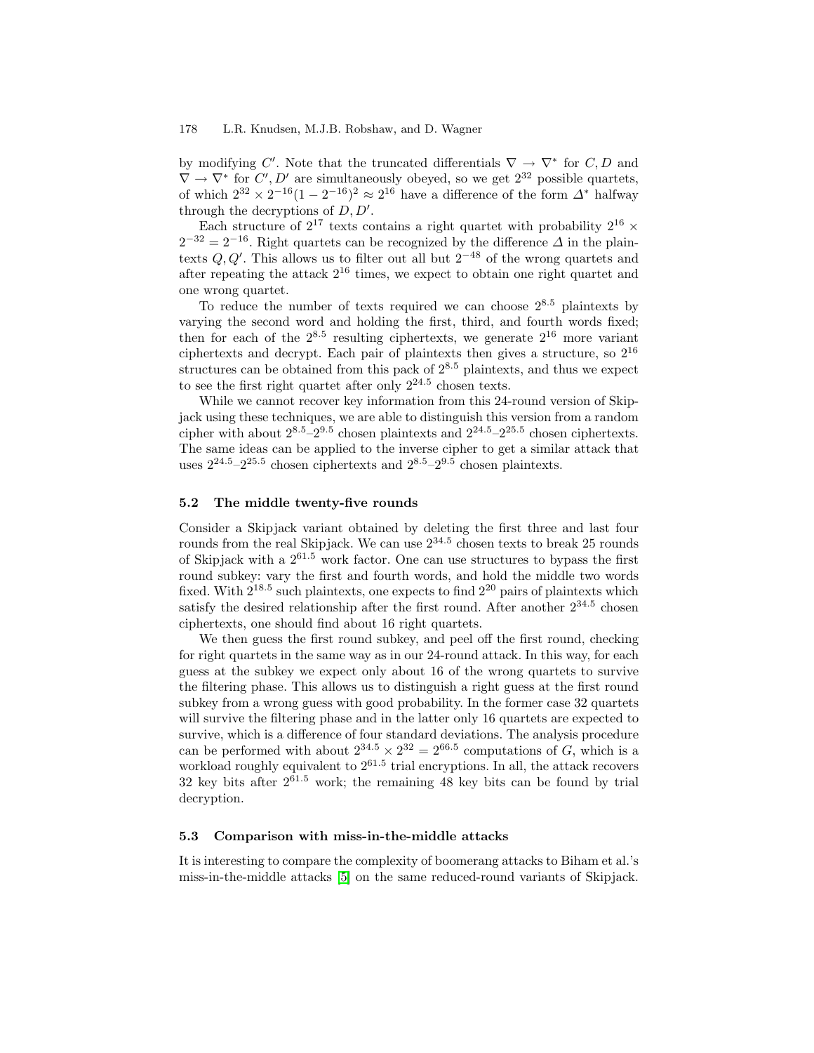by modifying $C'$. Note that the truncated differentials $\nabla \to \nabla^*$ for $C, D$ and $\nabla \to \nabla^*$ for $C', D'$ are simultaneously obeyed, so we get $2^{32}$ possible quartets, of which $2^{32} \times 2^{-16}(1 - 2^{-16})^2 \approx 2^{16}$ have a difference of the form $\Delta^*$ halfway through the decryptions of $D, D'$.

Each structure of $2^{17}$ texts contains a right quartet with probability $2^{16} \times 2^{-32} = 2^{-16}$. Right quartets can be recognized by the difference $\Delta$ in the plaintexts $Q, Q'$. This allows us to filter out all but $2^{-48}$ of the wrong quartets and after repeating the attack $2^{16}$ times, we expect to obtain one right quartet and one wrong quartet.

To reduce the number of texts required we can choose $2^{8.5}$ plaintexts by varying the second word and holding the first, third, and fourth words fixed; then for each of the $2^{8.5}$ resulting ciphertexts, we generate $2^{16}$ more variant ciphertexts and decrypt. Each pair of plaintexts then gives a structure, so $2^{16}$ structures can be obtained from this pack of $2^{8.5}$ plaintexts, and thus we expect to see the first right quartet after only $2^{24.5}$ chosen texts.

While we cannot recover key information from this 24-round version of Skipjack using these techniques, we are able to distinguish this version from a random cipher with about $2^{8.5}$–$2^{9.5}$ chosen plaintexts and $2^{24.5}$–$2^{25.5}$ chosen ciphertexts. The same ideas can be applied to the inverse cipher to get a similar attack that uses $2^{24.5}$–$2^{25.5}$ chosen ciphertexts and $2^{8.5}$–$2^{9.5}$ chosen plaintexts.

### 5.2 The middle twenty-five rounds

Consider a Skipjack variant obtained by deleting the first three and last four rounds from the real Skipjack. We can use $2^{34.5}$ chosen texts to break 25 rounds of Skipjack with a $2^{61.5}$ work factor. One can use structures to bypass the first round subkey: vary the first and fourth words, and hold the middle two words fixed. With $2^{18.5}$ such plaintexts, one expects to find $2^{20}$ pairs of plaintexts which satisfy the desired relationship after the first round. After another $2^{34.5}$ chosen ciphertexts, one should find about 16 right quartets.

We then guess the first round subkey, and peel off the first round, checking for right quartets in the same way as in our 24-round attack. In this way, for each guess at the subkey we expect only about 16 of the wrong quartets to survive the filtering phase. This allows us to distinguish a right guess at the first round subkey from a wrong guess with good probability. In the former case 32 quartets will survive the filtering phase and in the latter only 16 quartets are expected to survive, which is a difference of four standard deviations. The analysis procedure can be performed with about $2^{34.5} \times 2^{32} = 2^{66.5}$ computations of $G$, which is a workload roughly equivalent to $2^{61.5}$ trial encryptions. In all, the attack recovers 32 key bits after $2^{61.5}$ work; the remaining 48 key bits can be found by trial decryption.

### 5.3 Comparison with miss-in-the-middle attacks

It is interesting to compare the complexity of boomerang attacks to Biham et al.'s miss-in-the-middle attacks [5] on the same reduced-round variants of Skipjack.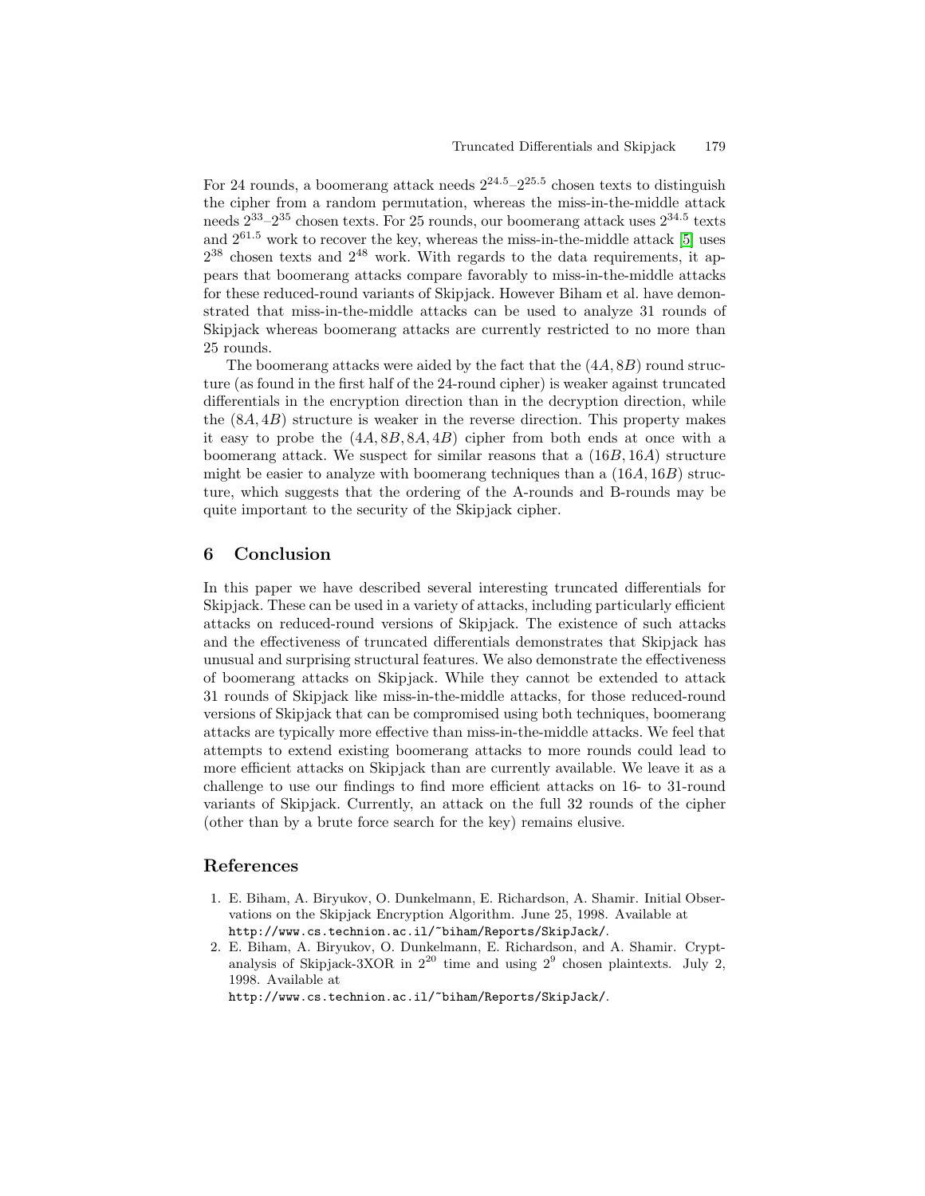For 24 rounds, a boomerang attack needs $2^{24.5}$–$2^{25.5}$ chosen texts to distinguish the cipher from a random permutation, whereas the miss-in-the-middle attack needs $2^{33}$–$2^{35}$ chosen texts. For 25 rounds, our boomerang attack uses $2^{34.5}$ texts and $2^{61.5}$ work to recover the key, whereas the miss-in-the-middle attack [5] uses $2^{38}$ chosen texts and $2^{48}$ work. With regards to the data requirements, it appears that boomerang attacks compare favorably to miss-in-the-middle attacks for these reduced-round variants of Skipjack. However Biham et al. have demonstrated that miss-in-the-middle attacks can be used to analyze 31 rounds of Skipjack whereas boomerang attacks are currently restricted to no more than 25 rounds.

The boomerang attacks were aided by the fact that the $(4A, 8B)$ round structure (as found in the first half of the 24-round cipher) is weaker against truncated differentials in the encryption direction than in the decryption direction, while the $(8A, 4B)$ structure is weaker in the reverse direction. This property makes it easy to probe the $(4A, 8B, 8A, 4B)$ cipher from both ends at once with a boomerang attack. We suspect for similar reasons that a $(16B, 16A)$ structure might be easier to analyze with boomerang techniques than a $(16A, 16B)$ structure, which suggests that the ordering of the A-rounds and B-rounds may be quite important to the security of the Skipjack cipher.

## 6 Conclusion

In this paper we have described several interesting truncated differentials for Skipjack. These can be used in a variety of attacks, including particularly efficient attacks on reduced-round versions of Skipjack. The existence of such attacks and the effectiveness of truncated differentials demonstrates that Skipjack has unusual and surprising structural features. We also demonstrate the effectiveness of boomerang attacks on Skipjack. While they cannot be extended to attack 31 rounds of Skipjack like miss-in-the-middle attacks, for those reduced-round versions of Skipjack that can be compromised using both techniques, boomerang attacks are typically more effective than miss-in-the-middle attacks. We feel that attempts to extend existing boomerang attacks to more rounds could lead to more efficient attacks on Skipjack than are currently available. We leave it as a challenge to use our findings to find more efficient attacks on 16- to 31-round variants of Skipjack. Currently, an attack on the full 32 rounds of the cipher (other than by a brute force search for the key) remains elusive.

## References

1. E. Biham, A. Biryukov, O. Dunkelmann, E. Richardson, A. Shamir. Initial Observations on the Skipjack Encryption Algorithm. June 25, 1998. Available at http://www.cs.technion.ac.il/~biham/Reports/SkipJack/.
2. E. Biham, A. Biryukov, O. Dunkelmann, E. Richardson, and A. Shamir. Cryptanalysis of Skipjack-3XOR in $2^{20}$ time and using $2^{9}$ chosen plaintexts. July 2, 1998. Available at http://www.cs.technion.ac.il/~biham/Reports/SkipJack/.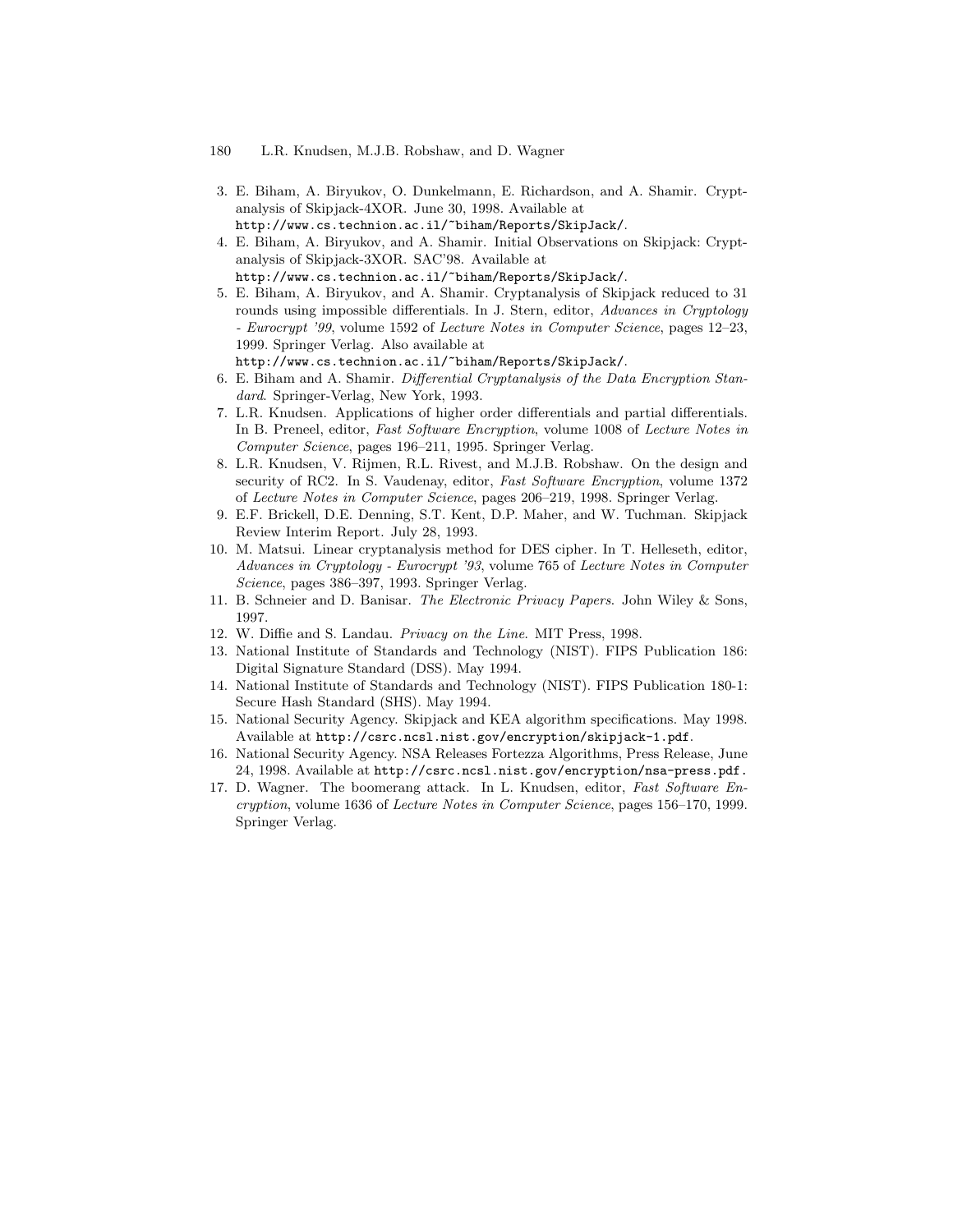3. E. Biham, A. Biryukov, O. Dunkelmann, E. Richardson, and A. Shamir. Cryptanalysis of Skipjack-4XOR. June 30, 1998. Available at `http://www.cs.technion.ac.il/~biham/Reports/SkipJack/`.
4. E. Biham, A. Biryukov, and A. Shamir. Initial Observations on Skipjack: Cryptanalysis of Skipjack-3XOR. SAC'98. Available at `http://www.cs.technion.ac.il/~biham/Reports/SkipJack/`.
5. E. Biham, A. Biryukov, and A. Shamir. Cryptanalysis of Skipjack reduced to 31 rounds using impossible differentials. In J. Stern, editor, *Advances in Cryptology - Eurocrypt '99*, volume 1592 of *Lecture Notes in Computer Science*, pages 12–23, 1999. Springer Verlag. Also available at `http://www.cs.technion.ac.il/~biham/Reports/SkipJack/`.
6. E. Biham and A. Shamir. *Differential Cryptanalysis of the Data Encryption Standard*. Springer-Verlag, New York, 1993.
7. L.R. Knudsen. Applications of higher order differentials and partial differentials. In B. Preneel, editor, *Fast Software Encryption*, volume 1008 of *Lecture Notes in Computer Science*, pages 196–211, 1995. Springer Verlag.
8. L.R. Knudsen, V. Rijmen, R.L. Rivest, and M.J.B. Robshaw. On the design and security of RC2. In S. Vaudenay, editor, *Fast Software Encryption*, volume 1372 of *Lecture Notes in Computer Science*, pages 206–219, 1998. Springer Verlag.
9. E.F. Brickell, D.E. Denning, S.T. Kent, D.P. Maher, and W. Tuchman. Skipjack Review Interim Report. July 28, 1993.
10. M. Matsui. Linear cryptanalysis method for DES cipher. In T. Helleseth, editor, *Advances in Cryptology - Eurocrypt '93*, volume 765 of *Lecture Notes in Computer Science*, pages 386–397, 1993. Springer Verlag.
11. B. Schneier and D. Banisar. *The Electronic Privacy Papers*. John Wiley & Sons, 1997.
12. W. Diffie and S. Landau. *Privacy on the Line*. MIT Press, 1998.
13. National Institute of Standards and Technology (NIST). FIPS Publication 186: Digital Signature Standard (DSS). May 1994.
14. National Institute of Standards and Technology (NIST). FIPS Publication 180-1: Secure Hash Standard (SHS). May 1994.
15. National Security Agency. Skipjack and KEA algorithm specifications. May 1998. Available at `http://csrc.ncsl.nist.gov/encryption/skipjack-1.pdf`.
16. National Security Agency. NSA Releases Fortezza Algorithms, Press Release, June 24, 1998. Available at `http://csrc.ncsl.nist.gov/encryption/nsa-press.pdf`.
17. D. Wagner. The boomerang attack. In L. Knudsen, editor, *Fast Software Encryption*, volume 1636 of *Lecture Notes in Computer Science*, pages 156–170, 1999. Springer Verlag.